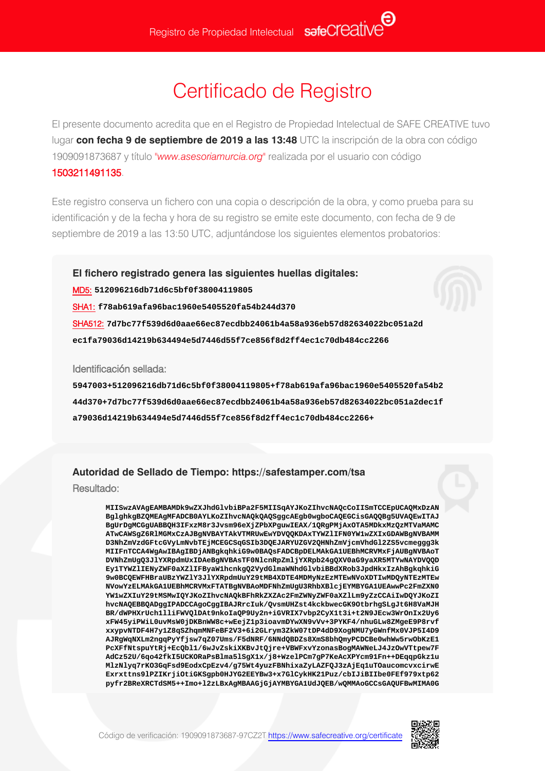Registro de Propiedad Intelectual safecreative

# Certificado de Registro

El presente documento acredita que en el Registro de Propiedad Intelectual de SAFE CREATIVE tuvo lugar **con fecha 9 de septiembre de 2019 a las 13:48** UTC la inscripción de la obra con código 1909091873687 y título "*www.asesoriamurcia.org*" realizada por el usuario con código 1503211491135.

Este registro conserva un fichero con una copia o descripción de la obra, y como prueba para su identificación y de la fecha y hora de su registro se emite este documento, con fecha de 9 de septiembre de 2019 a las 13:50 UTC, adjuntándose los siguientes elementos probatorios:

**El fichero registrado genera las siguientes huellas digitales:**

MD5: `512096216db71d6c5bf0f38004119805`

SHA1: `f78ab619afa96bac1960e5405520fa54b244d370`

SHA512: `7d7bc77f539d6d0aae66ec87ecdbb24061b4a58a936eb57d82634022bc051a2d ec1fa79036d14219b634494e5d7446d55f7ce856f8d2ff4ec1c70db484cc2266`

Identificación sellada:

`5947003+512096216db71d6c5bf0f38004119805+f78ab619afa96bac1960e5405520fa54b244d370+7d7bc77f539d6d0aae66ec87ecdbb24061b4a58a936eb57d82634022bc051a2dec1fa79036d14219b634494e5d7446d55f7ce856f8d2ff4ec1c70db484cc2266+`

**Autoridad de Sellado de Tiempo: https://safestamper.com/tsa**

Resultado:

```
MIISwzAVAgEAMBAMDk9wZXJhdGlvbiBPa2F5MIISqAYJKoZIhvcNAQcCoIISmTCCEpUCAQMxDzAN
BglghkgBZQMEAgMFADCB0AYLKoZIhvcNAQkQAQSggcAEgb0wgboCAQEGCisGAQQBg5UVAQEwITAJ
BgUrDgMCGgUABBQH3IFxzM8r3Jvsm96eXjZPbXPguwIEAX/1QRgPMjAxOTA5MDkxMzQzMTVaMAMC
ATwCAWSgZ6RlMGMxCzAJBgNVBAYTAkVTMRUwEwYDVQQKDAxTYWZlIFN0YW1wZXIxGDAWBgNVBAMM
D3NhZmVzdGFtcGVyLmNvbTEjMCEGCSqGSIb3DQEJARYUZGV2QHNhZmVjcmVhdGl2ZS5vcmegggg3k
MIIFnTCCA4WgAwIBAgIBDjANBgkqhkiG9w0BAQsFADCBpDELMAkGA1UEBhMCRVMxFjAUBgNVBAoT
DVNhZmUgQ3JlYXRpdmUxIDAeBgNVBAsTF0NlcnRpZmljYXRpb24gQXV0aG9yaXR5MTYwNAYDVQQD
Ey1TYWZlIENyZWF0aXZlIFByaW1hcnkgQ2VydGlmaWNhdGlvbiBBdXRob3JpdHkxIzAhBgkqhkiG
9w0BCQEWFHBraUBzYWZlY3JlYXRpdmUuY29tMB4XDTE4MDMyNzEzMTEwNVoXDTIwMDQyNTEzMTEw
NVowYzELMAkGA1UEBhMCRVMxFTATBgNVBAoMDFNhZmUgU3RhbXBlcjEYMBYGA1UEAwwPc2FmZXN0
YW1wZXIuY29tMSMwIQYJKoZIhvcNAQkBFhRkZXZAc2FmZWNyZWF0aXZlLm9yZzCCAiIwDQYJKoZI
hvcNAQEBBQADggIPADCCAgoCggIBAJRrcIuk/QvsmUHZst4kckbwecGK9OtbrhgSLgJt6H8VaMJH
BR/dWPHXrUch1lliFWVQlDAt9nkoIaQP9Uy2n+iGVRIX7vbp2CyX1t3i+t2N9JEcw3WrOnIx2Uy6
xFW45yiPWiL0uvMsW0jDKBnWW8c+wEejZ1p3ioavmDYwXN9vVv+3PYKF4/nhuGLw8ZMgeE9P8rvf
xxypvNTDF4H7y1Z8qSZhqmMNFeBF2V3+6i2GLrym3ZkW07tDP4dD9XogNMU7yGWnfMx0VJP5I4D9
AJRgWqNXLm2ngqPyYfjsw7qZ07Ums/F5dNRF/6NNdQBDZs8XmS8bhQmyPCDCBe0whWw5rwObkzE1
PcXFfNtspuYtRj+EcQbl1/6wJvZskiXKBvJtQjre+VBWFxvYzonasBogMAWNeLJ4JzOwVTtpew7F
AdCz52U/6qo42fkI5UCKORaPsBlma5lSgX1x/j8+WzelPCm7gP7KeAcXPYcm91Fn++DEqqpGkz1u
MlzNlyq7rKO3GqFsd9EodxCpEzv4/g75Wt4yuzFBNhixaZyLAZFQJ3zAjEq1uTOaucomcvxcirwE
Exrxttns9lPZIKrjiOtiGKSgpb0HJYG2EEYBw3+x7GlCykHK21Puz/cbIJiBIIbe0FEf979xtp62
pyfr2BReXRCTdSM5++Imo+l2zLBxAgMBAAGjGjAYMBYGA1UdJQEB/wQMMAoGCCsGAQUFBwMIMA0G
```

Código de verificación: 1909091873687-97CZ2T https://www.safecreative.org/certificate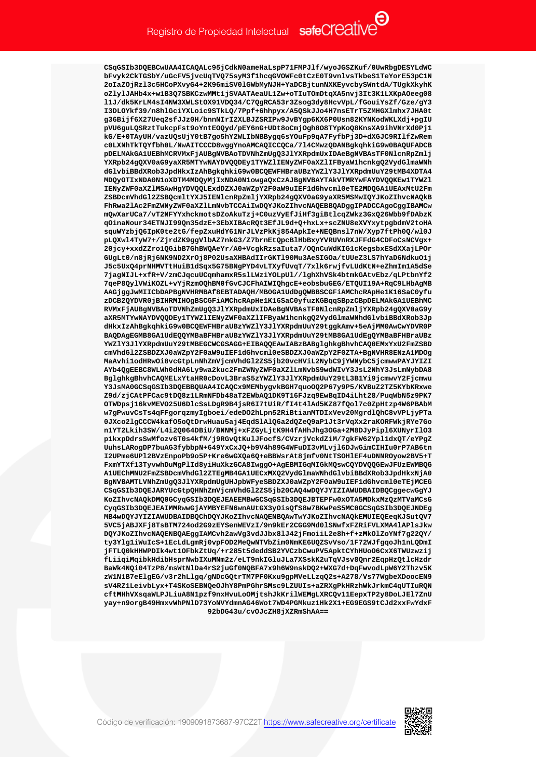```
CSqGSIb3DQEBCwUAA4ICAQALc95jCdkN0ameHaLspP71FMPJlf/wyoJGSZKuf/0UwRbgDESYLdWC
bFvyk2CkTGSbY/uGcFV5jvcUqTVQ75syM3f1hcqGVOWFc0tCzE0T9vnlvsTkbeS1TeYorE53pC1N
2oIaZOjRzl3c5HCoPXvyG4+2K96miSV0lGWbMyNJH+YaDCBjtunNXKEyvcbySWntdA/TUgkXkyhK
oZlylJAHb4x+w1B3Q7SBKCzwMMt1jSVAATAeaUL1Zw+oTIuTOmDtqXA5nvj3It3K1LXKpAOeeg08
l1J/dk5KrLM4sI4NW3XWLStOX91VDQ34/C7QgRCA53r3Zsog3dy8HcvVpL/fGouiYsZf/Gze/gY3
I3DLOYkf39/n8hlGciYXLoic9STkLQ/7Ppf+6hhpyx/A5QSkJJo4H7nsETrT5ZMHGXlmhx7JHA0t
g36Bijf6X27Ueq2sfJJz0H/bnnNIrI2XLBJZSRIPw9JvBYgp6KX6P0Usn82KYNKodWKLXdj+pgIU
pVU6guLQSRztTukcpFst9oYntEOQyd/pEY6nG+UDt8oCmjOgh8O8TYpKoQ8KnsXA9ihVNrXd0Pj1
kG/E+0TAyUH/vazUQsUjY0tB7go5hY2WLIbNBBygq6sYOuFp9qA7FyfbPj3D+dXGJC9RIlfZwRem
c0LXNhTkTQYfbh0L/NwAITCCCD8wggYnoAMCAQICCQCa/714CMwzQDANBgkqhkiG9w0BAQUFADCB
pDELMAkGA1UEBhMCRVMxFjAUBgNVBAoTDVNhZmUgQ3JlYXRpdmUxIDAeBgNVBAsTF0NlcnRpZmlj
YXRpb24gQXV0aG9yaXR5MTYwNAYDVQQDEy1TYWZlIENyZWF0aXZlIFByaW1hcnkgQ2VydGlmaWNh
dGlvbiBBdXRob3JpdHkxIzAhBgkqhkiG9w0BCQEWFHBraUBzYWZlY3JlYXRpdmUuY29tMB4XDTA4
MDQyOTIxNDA0N1oXDTM4MDQyMjIxNDA0N1owgaQxCzAJBgNVBAYTAkVTMRYwFAYDVQQKEw1TYWZl
IENyZWF0aXZlMSAwHgYDVQQLExdDZXJ0aWZpY2F0aW9uIEF1dGhvcml0eTE2MDQGA1UEAxMtU2Fm
ZSBDcmVhdGl2ZSBQcmltYXJ5IENlcnRpZmljYXRpb24gQXV0aG9yaXR5MSMwIQYJKoZIhvcNAQkB
FhRwa2lAc2FmZWNyZWF0aXZlLmNvbTCCAiIwDQYJKoZIhvcNAQEBBQADggIPADCCAgoCggIBAMCw
mQwXarUCa7/vT2NFYYxhckmotsDZoAkuTzj+C0uzYvfJiHf3giBtlcqZWkz3GxQ26Wbb9fDAbzK
qOinaNour34ETNJI99Qn35dzE+3EbXIBAcRQt3EfJL9d+Q+hxLx+scZNU8eXVYxytpgbdmV2toHA
squWYzbjQ6IpK0te2tG/fepZxuHdY61NrJLVzPkKj854ApkIe+NEQBnsl7nW/Xyp7ftPh0Q/wl0J
pLQXwl4TyW7+/ZjrdZK9ggVlbAZ7nkG3/Z7brnEtQpcBlHbBxyYVRUVnRXJFFdG4CDFoCsNCVgx+
20jcy+xxdZZro1QGibB7GhBWQAeYr/A0+VcgkRzsaIuta7/OQnCuWdKIG1cKegsbxESdXXajLPOr
GUgLt0/n8jRj6NK9ND2XrOj8P02UsaXHBAdIIrGKTl90Mu3AeSIGOa/tUUeZ3LS7hYaD6Ndku01j
J5c5UxQ4prNHMVTtHuiB1dSqx5G75BNgPYD4vLTXyfUvqT/7xlk6rwjfvLUdKtN+eZhmIm1A5dSe
7jagNIJL+xfR+V/zmCJqcuUCqmhamxR5slLWziYOLpUl//lghXhVSk4btmkGAtvEbz/qLPtbnYf2
7qeP8QylVWiKOZL+vYjRzmOQhBM0fGvCJCFhAIWIQhgcE+eobsbuGEG/ETQUI19A+RqC9LHbAgMB
AAGjggJwMIICbDAPBgNVHRMBAf8EBTADAQH/MB0GA1UdDgQWBBSCGFiAMChcRApHe1K16SaC0yfu
zDCB2QYDVR0jBIHRMIHOgBSCGFiAMChcRApHe1K16SaC0yfuzKGBqqSBpzCBpDELMAkGA1UEBhMC
RVMxFjAUBgNVBAoTDVNhZmUgQ3JlYXRpdmUxIDAeBgNVBAsTF0NlcnRpZmljYXRpb24gQXV0aG9y
aXR5MTYwNAYDVQQDEy1TYWZlIENyZWF0aXZlIFByaW1hcnkgQ2VydGlmaWNhdGlvbiBBdXRob3Jp
dHkxIzAhBgkqhkiG9w0BCQEWFHBraUBzYWZlY3JlYXRpdmUuY29tggkAmv+5eAjMM0AwCwYDVR0P
BAQDAgEGMB8GA1UdEQQYMBaBFHBraUBzYWZlY3JlYXRpdmUuY29tMB8GA1UdEgQYMBaBFHBraUBz
YWZlY3JlYXRpdmUuY29tMBEGCWCGSAGG+EIBAQQEAwIABzBABglghkgBhvhCAQ0EMxYxU2FmZSBD
cmVhdGl2ZSBDZXJ0aWZpY2F0aW9uIEF1dGhvcml0eSBDZXJ0aWZpY2F0ZTA+BgNVHR8ENzA1MDOg
MaAvhi1odHRwOi8vcGtpLnNhZmVjcmVhdGl2ZS5jb20vcHViL2NybC9jYWNybC5jcmwwPAYJYIZI
AYb4QgEEBC8WLWh0dHA6Ly9wa2kuc2FmZWNyZWF0aXZlLmNvbS9wdWIvY3JsL2NhY3JsLmNybDA8
BglghkgBhvhCAQMELxYtaHR0cDovL3BraS5zYWZlY3JlYXRpdmUuY29tL3B1Yi9jcmwvY2Fjcmwu
Y3JsMA0GCSqGSIb3DQEBBQUAA4ICAQCx9MEMbygvkBGH7quoOQ2P67y9P5/KVBuZ2TZ5KYbKRxwe
Z9d/zjCAtPFCac9tDQ8z1LRmNFDb48aT2EWbAQ1DK9T16FJzq9EwBqID4iLht28/PuqWbN5z9PK7
OTWDpsj16kvMEVO25U6DlcSsLDgR9B4jsR6I7tUiR/fI4t4lAd5KZ87fQol7c0ZpHtzp4W6PBAbM
w7gPwuvCsTs4qFFgorqzmyIgboei/edeDO2hLpn52RiBtianMTDIxVev20MgrdlQhC8vVPLjyPTa
0JXco2lgCCCW4kafO5oQtDrwHuau5aj4EqdSlAlQ6a2dQZeQ9aP1Jt3rVqXx2raKORFWkjRYe7Go
n1YT2Lkih3SW/L4i2Q064DBiU/BNNMj+xFZGyLjtK9H4fAHhJhg3OGa+2M8DJyPipl6XUNyrIl03
p1kxpDdrsSwMfozv6T0s4kfM/j9RGvQtKulJFocfS/CVzrjVckdZiM/7gkFW62Ypl1dxQT/eYPgZ
UuhsLARogDP7buAG3fybbpN+649YxCxJQ+b9V4h89G4WFuDI3vMLvjl6DJwGimCIHIu0rP7AB6tn
I2UPme6UPl2BVzEnpoPb9o5P+Kre6wGXQa6Q+eBBWsrAt8jmfv0NtTSOHlEF4uDNNROyow2BV5+T
FxmYTXf13TyvwhDuMgPlId8yiHuXkzGCA8IwggO+AgEBMIGqMIGkMQswCQYDVQQGEwJFUzEWMBQG
A1UEChMNU2FmZSBDcmVhdGl2ZTEgMB4GA1UECxMXQ2VydGlmaWNhdGlvbiBBdXRob3JpdHkxNjA0
BgNVBAMTLVNhZmUgQ3JlYXRpdmUgUHJpbWFyeSBDZXJ0aWZpY2F0aW9uIEF1dGhvcml0eTEjMCEG
CSqGSIb3DQEJARYUcGtpQHNhZmVjcmVhdGl2ZS5jb20CAQ4wDQYJYIZIAWUDBAIDBQCggecwGgYJ
KoZIhvcNAQkDMQ0GCyqGSIb3DQEJEAEEMBwGCSqGSIb3DQEJBTEPFw0xOTA5MDkxMzQzMTVaMCsG
CyqGSIb3DQEJEAIMMRwwGjAYMBYEFN6wnAUtGX3yOisQfS8w7BKwPeS5MC0GCSqGSIb3DQEJNDEg
MB4wDQYJYIZIAWUDBAIDBQChDQYJKoZIhvcNAQENBQAwTwYJKoZIhvcNAQkEMUIEQEeqKJSutQV7
5VC5jABJXFj8TsBTM724od2G9zEYSenWEVzI/9n9kEr2CGG9Md0lSNwfxFZRiFVLXMA4lAPlsJkw
DQYJKoZIhvcNAQENBQAEggIAMCvh2awVg3vdJJbx8lJ42jFmoiiL2e8h+f+zMkOlZoYNf7g22QY/
ty3Ylg1iWuIcS+1EcLdLgmRj0vpFOD2MeQwNTVbZim0NmKE6UQZSvVso/1F72WJfgqoJh1nLQDmI
jFTLQ0kHHWPDIk4wt1OFbkZtUq/+r285t5deddSB2YVCzbCwuPV5ApktCYhHUoO6CxX6TWUzwzij
fLiiqiMqibkHdibHsprNwbIXuMNm2z/eLT9nkIGluJLa7XSskK2uTqVJsv8Qnr2EqpHzQtlcHzdr
BaWk4NQi04TzP8/msWtNlDa4rS2juGf0NQBFA7x9h6W9nskDQ2+WXG7d+DqFwvodLpW6Y2Thzv5K
zW1N1B7eElgEG/v3r2hLlgq/gNDcGQtrTM7PF0Kxu9gpMVeLLzqQ2s+A278/Vs77WgbeXDoocEN9
sV4RZ1LeivbLyx+T4SKoSEBNQeOJhY8PmPGhrSMsc9LZUUIs+aZRXgPkHRzhWkJrkmC4qUTIuRQN
cftMHhVXsqaWLPJLiuA8N1pzf9nxHvuLoOMjtshJkKrilWEMgLXRCQv11EepxTP2y8DoLJEl7ZnU
yay+n9orgB49HmxvWhPNlD73YoNVYdmnAG46Wot7WD4PGMkuz1Hk2X1+EG9EGS9tCJd2xxFwYdxF
92bDG43u/cvOJcZH8jXZRmShAA==
```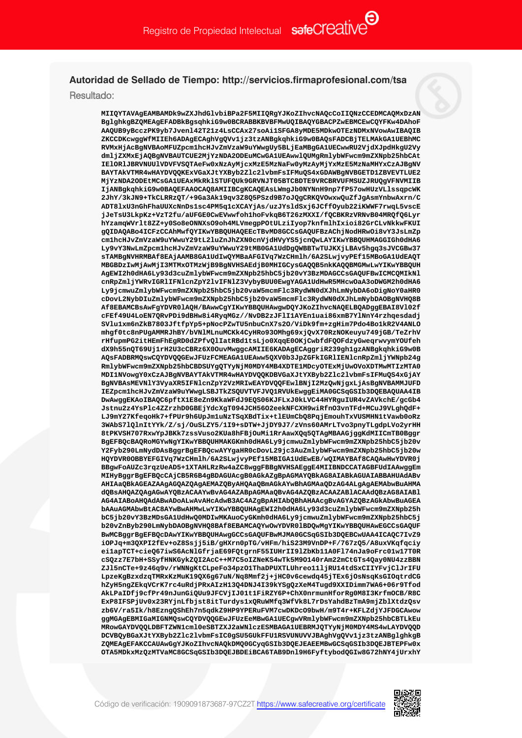Registro de Propiedad Intelectual safecreative

### Autoridad de Sellado de Tiempo: http://servicios.firmaprofesional.com/tsa

Resultado:

```
MIIQYTAVAgEAMBAMDk9wZXJhdGlvbiBPa2F5MIIQRgYJKoZIhvcNAQcCoIIQNzCCEDMCAQMxDzAN
BglghkgBZQMEAgEFADBkBgsqhkiG9w0BCRABBKBVBFMwUQIBAQYGBACPZwEBMCEwCQYFKw4DAhoF
AAQUB9yBcczPK9yb7Jvenl42T21z4LsCCAx27soAi1SFGA8yMDE5MDkwOTEzNDMxNVowAwIBAQIB
ZKCCDKcwggWfMIIEh6ADAgECAghVgQVv1jz3tzANBgkqhkiG9w0BAQsFADCBjTELMAkGA1UEBhMC
RVMxHjAcBgNVBAoMFUZpcm1hcHJvZmVzaW9uYWwgUy5BLjEaMBgGA1UECwwRU2VjdXJpdHkgU2Vy
dmljZXMxEjAQBgNVBAUTCUE2MjYzNDA2ODEuMCwGA1UEAwwlQUMgRmlybWFwcm9mZXNpb25hbCAt
IElORlJBRVNUUlVDVFVSQTAeFw0xNzAyMjcxMzE5MzNaFw0yMzAyMjYxMzE5MzNaMHYxCzAJBgNV
BAYTAkVTMR4wHAYDVQQKExVGaXJtYXByb2Zlc2lvbmFsIFMuQS4xGDAWBgNVBGETD1ZBVEVTLUE2
MjYzNDA2ODEtMCsGA1UEAxMkRklSTUFQUk9GRVNJT05BTCBDTE9VRCBRVUFMSUZJRUQgVFNVMIIB
IjANBgkqhkiG9w0BAQEFAAOCAQ8AMIIBCgKCAQEAsLWmgJb0NYNnH9np7fP57owHUzVLlssqpcWK
2JhY/3kJN9+TkCLRRzQT/+9Ga3Ak19qv3Z8Q5PSzd9B7oJQgCRKQVOwxwQuZfJgAsmYnbwAxrn/C
ADT8lxU3nGhFhaUUXcNnDs1sc4PM5q1cXCAYjAs/uzJYsldSxj6JCffOyub22iKWWF7rwqL5vscE
jJeTsU3LkpKz+VzT2fu/aUFGE0CwEVwwfoh1hoFvkqB6T26zMXXI/fQCBKRzVRNvB04MRQfQ6Lyr
hYzamqWVrlt8ZZ+y0So8eONNXsO9oh4MLVmegpPOtULziIyop7knfmlhIxioi82GrCLvNkkwFKUI
gQIDAQABo4ICFzCCAhMwfQYIKwYBBQUHAQEEcTBvMD8GCCsGAQUFBzAChjNodHRwOi8vY3JsLmZp
cm1hcHJvZmVzaW9uYWwuY29tL2luZnJhZXN0cnVjdHVyYS5jcnQwLAYIKwYBBQUHMAGGIGh0dHA6
Ly9vY3NwLmZpcm1hcHJvZmVzaW9uYWwuY29tMB0GA1UdDgQWBBTwTUJKXjLBAv5hgq3sJVCGBw37
sTAMBgNVHRMBAf8EAjAAMB8GA1UdIwQYMBaAFGIVq7WzCHmlh/6A2SLwjvyPEf15MBoGA1UdEAQT
MBGBDzIwMjAwMjI3MTMxOTMzWjB9BgNVHSAEdjB0MHIGCysGAQQB5nkKAQQBMGMwLwYIKwYBBQUH
AgEWI2h0dHA6Ly93d3cuZmlybWFwcm9mZXNpb25hbC5jb20vY3BzMDAGCCsGAQUFBwICMCQMIkNl
cnRpZmljYWRvIGRlIFNlcnZpY2lvIFNlZ3VyybyBUU0EwgYAGA1UdHwR5MHcwOaA3oDWGM2h0dHA6
Ly9jcmwuZmlybWFwcm9mZXNpb25hbC5jb20vaW5mcmFlc3RydWN0dXJhLmNybDA6oDigNoY0aHR0
cDovL2NybDIuZmlybWFwcm9mZXNpb25hbC5jb20vaW5mcmFlc3RydWN0dXJhLmNybDAOBgNVHQ8B
Af8EBAMCBsAwFgYDVR0lAQH/BAwwCgYIKwYBBQUHAwgwDQYJKoZIhvcNAQELBQADggEBAI8Vl02f
cFEf49U4LoEN7QRvPDi9dBHw8i4RyqMGz//NvDB2zJFlI1AYEn1uai86xmB7YlNnY4rzhqesdadj
SVlu1xm6nZkB7803JftfpYp5+pNocPZwTU5nbuCnX7s2O/ViDk9fm+zgHim7Pdo4Bo1kR2V4ANLO
mhgf0tc8nPUgAMMRJhBY/bVNlMLnuMCKk4CyHRo93OMhg69xjQvX70RzNOKeuyu749jGB/TeZrhV
rHfupmPG2itHEmFhEgRD0dZPfvQlIatRBd1tsLjo0XqqE0OKjCwbfdFQOFdzyGweqrwvymYOUfeh
dX9h55nQT69Uj1rH2U3cCBRz6X0OuvMwggcAMIIE6KADAgECAggriR239gh1gzANBgkqhkiG9w0B
AQsFADBRMQswCQYDVQQGEwJFUzFCMEAGA1UEAww5QXV0b3JpZGFkIGRlIENlcnRpZmljYWNpb24g
RmlybWFwcm9mZXNpb25hbCBDSUYgQTYyNjM0MDY4MB4XDTE1MDcyOTExMjUwOVoXDTMwMTIzMTA0
MDI1NVowgY0xCzAJBgNVBAYTAkVTMR4wHAYDVQQKDBVGaXJtYXByb2Zlc2lvbmFsIFMuQS4xGjAY
BgNVBAsMEVNlY3VyaXR5IFNlcnZpY2VzMRIwEAYDVQQFEwlBNjI2MzQwNjgxLjAsBgNVBAMMJUFD
IEZpcm1hcHJvZmVzaW9uYWwgLSBJTkZSQUVTVFJVQ1RVUkEwggEiMA0GCSqGSIb3DQEBAQUAA4IB
DwAwggEKAoIBAQC6pftX1E8eZn9KkaWFdJ9EQS06KJFLxJ0kLVC44HYRguIUR4vZAVkchE/gcGb4
Jstnu2z4YsPlc4ZZrzhD0GBEjYdcXgT094JCH56O2eekNFCXH9wiRfnO3vnTFd+MCuJ9VLghQdF+
LJ9mY27KfeqoHk7+fPUr9h6UpJm1uNzTSqXBdTix+tlEUmCbQ8PqjEmouhTxVUSMHN1tVawb0oRz
3WAbS71QlnItYYk/Z/sj/OuSLZY5/1I9+sDTW+JjDY9J7/zVns60AMrLTvo3pnyTLgdpLVo2yrHH
8tPKVSH707RxwYpJBKk7zssVuso2KUa8hFBjOuMi1RrAawXQq5QTAgMBAAGjggKdMIICmTB0Bggr
BgEFBQcBAQRoMGYwNgYIKwYBBQUHMAKGKmh0dHA6Ly9jcmwuZmlybWFwcm9mZXNpb25hbC5jb20v
Y2Fyb290LmNydDAsBggrBgEFBQcwAYYgaHR0cDovL29jc3AuZmlybWFwcm9mZXNpb25hbC5jb20w
HQYDVR0OBBYEFGIVq7WzCHmlh/6A2SLwjvyPEf15MBIGA1UdEwEB/wQIMAYBAf8CAQAwHwYDVR0j
BBgwFoAUZc3rqzUeAD5+1XTAHLRzRw4aZC8wggFBBgNVHSAEggE4MIIBNDCCATAGBFUdIAAwggEm
MIHyBggrBgEFBQcCAjCB5R6B4gBDAGUAcgB0AGkAZgBpAGMAYQBkAG8AIABkAGUAIABBAHUAdABv
AHIAaQBkAGEAZAAgAGQAZQAgAEMAZQByAHQAaQBmAGkAYwBhAGMAaQDzAG4ALgAgAEMAbwBuAHMA
dQBsAHQAZQAgAGwAYQBzACAAYwBvAG4AZABpAGMAaQBvAG4AZQBzACAAZABlACAAdQBzAG8AIABl
AG4AIABoAHQAdABwADoALwAvAHcAdwB3AC4AZgBpAHIAbQBhAHAAcgBvAGYAZQBzAGkAbwBuAGEA
bAAuAGMAbwBtAC8AYwBwAHMwLwYIKwYBBQUHAgEWI2h0dHA6Ly93d3cuZmlybWFwcm9mZXNpb25h
bC5jb20vY3BzMDsGA1UdHwQ0MDIwMKAuoCyGKmh0dHA6Ly9jcmwuZmlybWFwcm9mZXNpb25hbC5j
b20vZnByb290LmNybDAOBgNVHQ8BAf8EBAMCAQYwOwYDVR0lBDQwMgYIKwYBBQUHAwEGCCsGAQUF
BwMCBggrBgEFBQcDAwYIKwYBBQUHAwgGCCsGAQUFBwMJMA0GCSqGSIb3DQEBCwUAA4ICAQC7IvZ9
iOPJq+m3QXPI2fEv+oZ8Ssjj5iB/gHXrn0pTG/vHFm/hiS23M9VnDP+F/767zQ5/A8uxVKqfqciy
ei1apTCT+cieQ67iwS6AcNlGfrjaE69FQtgrnF55IUHrII9lZbKb11A0Fl74nJa9oFrc01w17T0R
cSQzz7E7bH+SSyfHNKGykZQI2AcC++M7C5oIZNeKS4wTk5M90140rAm22mCtGTs4Qay0NU4zzBBN
ZJl5nCTe+9z46q9v/rWNNgKtCLpeFo34pzO1ThaDPUXTLUhreo11ljRU14tdSxCIIYFyClJrIFU
LpzeKgBzxdzqTMRxKzMuK19QX6g67uN/Nq8Mmf2j+jHC0v6cewdq45jTEx6jOsNsqKsGIOqtrdCG
hZyH5ngZEkqVCrK7rc4uRdjPRxAIzH13Q4DNJ4I39kYSgQzXeM4Tugd9XXIDimm7WA6+06r9Tfod
AkLPaIDfj9cfPr49nJunGiQUu9JFCVjIJ01t1FiRZY6P+ChX0nrmunHforRg0M8I3KrfmOCB/R8C
ExP8IFSPjUv0x23RYjnLfbjst8itTurdys1xQRuWMfq3WfVk8L7rDsYahdBzTmA9mjZblXtdzQsv
zb6V/ra5Ik/h8EzngQShEh7n5qdkZ9HP9YPERuFVM7cwDKDcO9bwH/m9T4r+KFLZdjYJFDGCAwow
ggMGAgEBMIGaMIGNMQswCQYDVQQGEwJFUzEeMBwGA1UECgwVRmlybWFwcm9mZXNpb25hbCBTLkEu
MRowGAYDVQQLDBFTZWN1cml0eSBTZXJ2aWNlczESMBAGA1UEBRMJQTYyNjM0MDY4MS4wLAYDVQQD
DCVBQyBGaXJtYXByb2Zlc2lvbmFsIC0gSU5GUkFFU1RSVUNUVVJBAghVgQVv1jz3tzANBglghkgB
ZQMEAgEFAKCCAUAwGgYJKoZIhvcNAQkDMQ0GCyqGSIb3DQEJEAEEMBwGCSqGSIb3DQEJBTEPFw0x
OTA5MDkxMzQzMTVaMC8GCSqGSIb3DQEJBDEiBCA6TAB9Dnl9H6FyftybodQGIw8G72hNY4jUrxhY
```

Código de verificación: 1909091873687-97CZ2T https://www.safecreative.org/certificate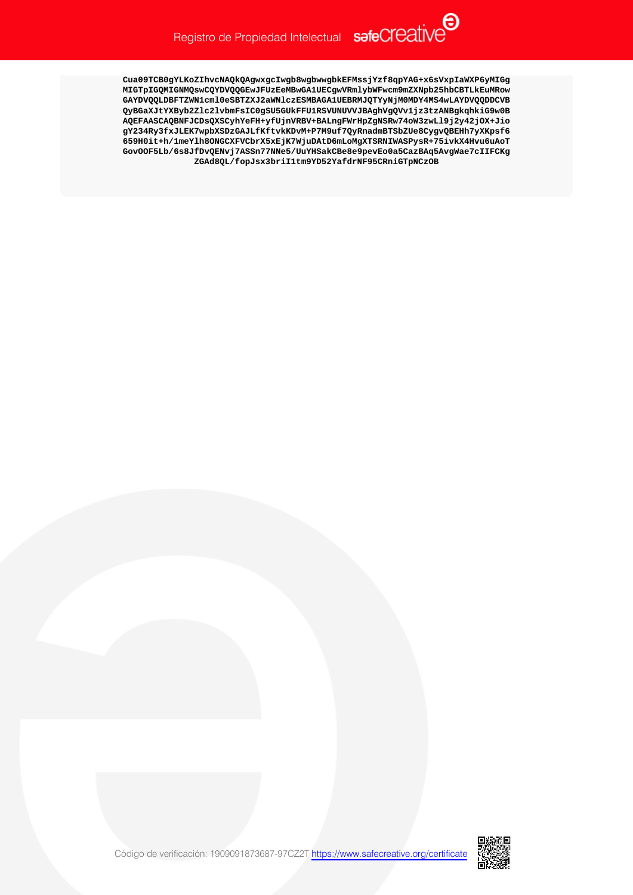```
Cua09TCB0gYLKoZIhvcNAQkQAgwxgcIwgb8wgbwwgbkEFMssjYzf8qpYAG+x6sVxpIaWXP6yMIGg
MIGTpIGQMIGNMQswCQYDVQQGEwJFUzEeMBwGA1UECgwVRmlybWFwcm9mZXNpb25hbCBTLkEuMRow
GAYDVQQLDBFTZWN1cml0eSBTZXJ2aWNlczESMBAGA1UEBRMJQTYyNjM0MDY4MS4wLAYDVQQDDCVB
QyBGaXJtYXByb2Zlc2lvbmFsIC0gSU5GUkFFU1RSVUNUVVJBAghVgQVv1jz3tzANBgkqhkiG9w0B
AQEFAASCAQBNFJCDsQXSCyhYeFH+yfUjnVRBV+BALngFWrHpZgNSRw74oW3zwLl9j2y42jOX+Jio
gY234Ry3fxJLEK7wpbXSDzGAJLfKftvkKDvM+P7M9uf7QyRnadmBTSbZUe8CygvQBEHh7yXKpsf6
659H0it+h/1meYlh8ONGCXFVCbrX5xEjK7WjuDAtD6mLoMgXTSRNIWASPysR+75ivkX4Hvu6uAoT
GovOOF5Lb/6s8JfDvQENvj7ASSn77NNe5/UuYHSakCBe8e9pevEo0a5CazBAq5AvgWae7cIIFCKg
ZGAd8QL/fopJsx3briI1tm9YD52YafdrNF95CRniGTpNCzOB
```

Código de verificación: 1909091873687-97CZ2T https://www.safecreative.org/certificate